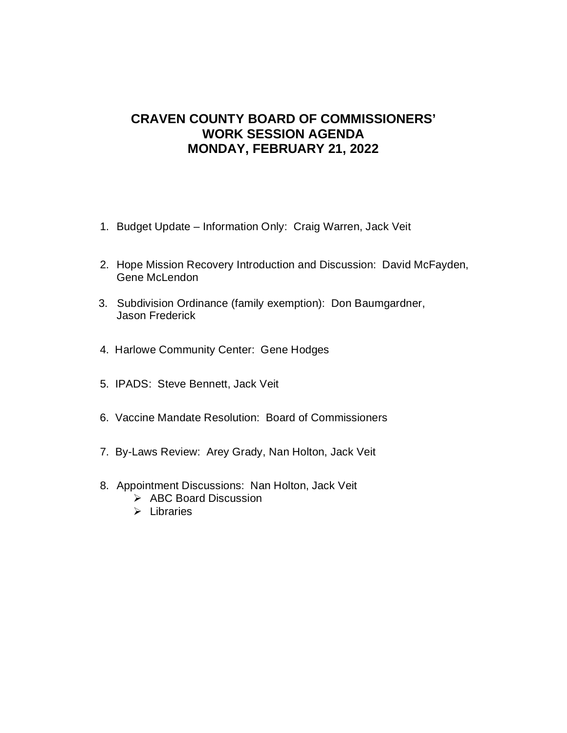# CRAVEN COUNTY BOARD OF COMMISSIONERS' WORK SESSION AGENDA MONDAY, FEBRUARY 21, 2022

1. Budget Update – Information Only: Craig Warren, Jack Veit
2. Hope Mission Recovery Introduction and Discussion: David McFayden, Gene McLendon
3. Subdivision Ordinance (family exemption): Don Baumgardner, Jason Frederick
4. Harlowe Community Center: Gene Hodges
5. IPADS: Steve Bennett, Jack Veit
6. Vaccine Mandate Resolution: Board of Commissioners
7. By-Laws Review: Arey Grady, Nan Holton, Jack Veit
8. Appointment Discussions: Nan Holton, Jack Veit
   - ABC Board Discussion
   - Libraries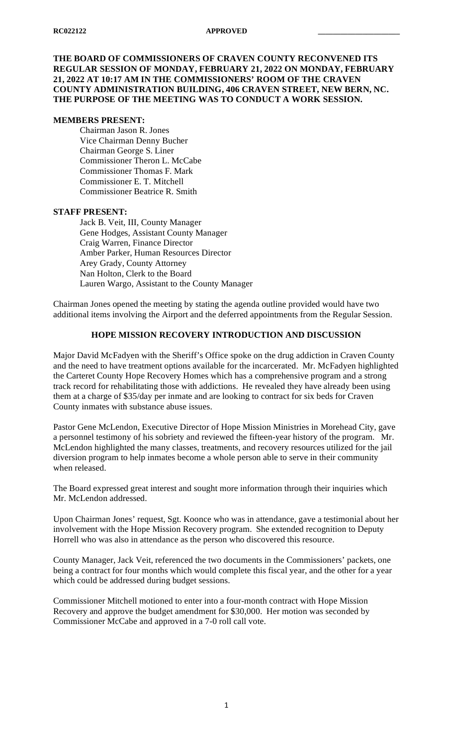RC022122 **APPROVED** ____________________

**THE BOARD OF COMMISSIONERS OF CRAVEN COUNTY RECONVENED ITS REGULAR SESSION OF MONDAY, FEBRUARY 21, 2022 ON MONDAY, FEBRUARY 21, 2022 AT 10:17 AM IN THE COMMISSIONERS' ROOM OF THE CRAVEN COUNTY ADMINISTRATION BUILDING, 406 CRAVEN STREET, NEW BERN, NC. THE PURPOSE OF THE MEETING WAS TO CONDUCT A WORK SESSION.**

**MEMBERS PRESENT:**

Chairman Jason R. Jones
Vice Chairman Denny Bucher
Chairman George S. Liner
Commissioner Theron L. McCabe
Commissioner Thomas F. Mark
Commissioner E. T. Mitchell
Commissioner Beatrice R. Smith

**STAFF PRESENT:**

Jack B. Veit, III, County Manager
Gene Hodges, Assistant County Manager
Craig Warren, Finance Director
Amber Parker, Human Resources Director
Arey Grady, County Attorney
Nan Holton, Clerk to the Board
Lauren Wargo, Assistant to the County Manager

Chairman Jones opened the meeting by stating the agenda outline provided would have two additional items involving the Airport and the deferred appointments from the Regular Session.

**HOPE MISSION RECOVERY INTRODUCTION AND DISCUSSION**

Major David McFadyen with the Sheriff's Office spoke on the drug addiction in Craven County and the need to have treatment options available for the incarcerated. Mr. McFadyen highlighted the Carteret County Hope Recovery Homes which has a comprehensive program and a strong track record for rehabilitating those with addictions. He revealed they have already been using them at a charge of $35/day per inmate and are looking to contract for six beds for Craven County inmates with substance abuse issues.

Pastor Gene McLendon, Executive Director of Hope Mission Ministries in Morehead City, gave a personnel testimony of his sobriety and reviewed the fifteen-year history of the program. Mr. McLendon highlighted the many classes, treatments, and recovery resources utilized for the jail diversion program to help inmates become a whole person able to serve in their community when released.

The Board expressed great interest and sought more information through their inquiries which Mr. McLendon addressed.

Upon Chairman Jones' request, Sgt. Koonce who was in attendance, gave a testimonial about her involvement with the Hope Mission Recovery program. She extended recognition to Deputy Horrell who was also in attendance as the person who discovered this resource.

County Manager, Jack Veit, referenced the two documents in the Commissioners' packets, one being a contract for four months which would complete this fiscal year, and the other for a year which could be addressed during budget sessions.

Commissioner Mitchell motioned to enter into a four-month contract with Hope Mission Recovery and approve the budget amendment for $30,000. Her motion was seconded by Commissioner McCabe and approved in a 7-0 roll call vote.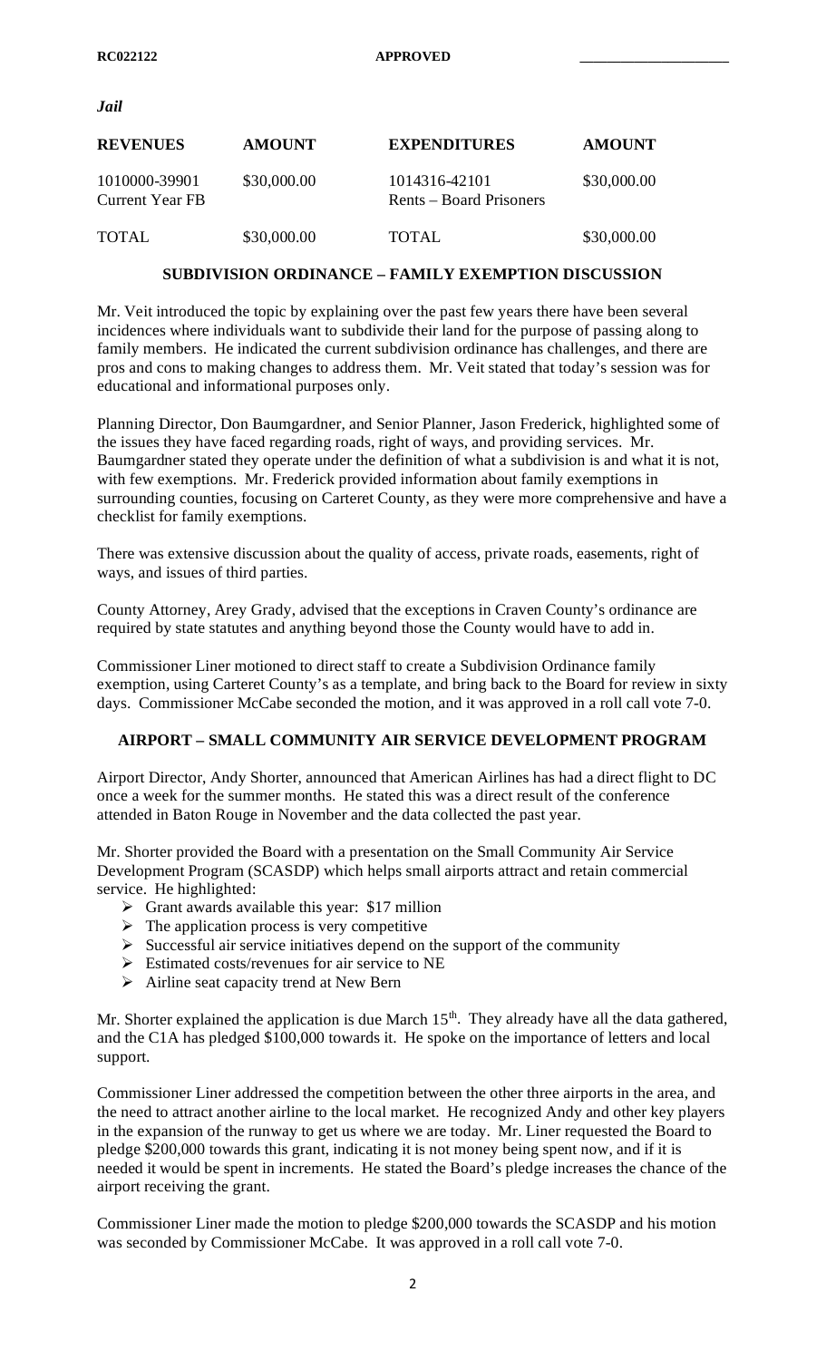*Jail*

| REVENUES | AMOUNT | EXPENDITURES | AMOUNT |
|---|---|---|---|
| 1010000-39901 Current Year FB | $30,000.00 | 1014316-42101 Rents – Board Prisoners | $30,000.00 |
| TOTAL | $30,000.00 | TOTAL | $30,000.00 |

### SUBDIVISION ORDINANCE – FAMILY EXEMPTION DISCUSSION

Mr. Veit introduced the topic by explaining over the past few years there have been several incidences where individuals want to subdivide their land for the purpose of passing along to family members. He indicated the current subdivision ordinance has challenges, and there are pros and cons to making changes to address them. Mr. Veit stated that today's session was for educational and informational purposes only.

Planning Director, Don Baumgardner, and Senior Planner, Jason Frederick, highlighted some of the issues they have faced regarding roads, right of ways, and providing services. Mr. Baumgardner stated they operate under the definition of what a subdivision is and what it is not, with few exemptions. Mr. Frederick provided information about family exemptions in surrounding counties, focusing on Carteret County, as they were more comprehensive and have a checklist for family exemptions.

There was extensive discussion about the quality of access, private roads, easements, right of ways, and issues of third parties.

County Attorney, Arey Grady, advised that the exceptions in Craven County's ordinance are required by state statutes and anything beyond those the County would have to add in.

Commissioner Liner motioned to direct staff to create a Subdivision Ordinance family exemption, using Carteret County's as a template, and bring back to the Board for review in sixty days. Commissioner McCabe seconded the motion, and it was approved in a roll call vote 7-0.

### AIRPORT – SMALL COMMUNITY AIR SERVICE DEVELOPMENT PROGRAM

Airport Director, Andy Shorter, announced that American Airlines has had a direct flight to DC once a week for the summer months. He stated this was a direct result of the conference attended in Baton Rouge in November and the data collected the past year.

Mr. Shorter provided the Board with a presentation on the Small Community Air Service Development Program (SCASDP) which helps small airports attract and retain commercial service. He highlighted:

- Grant awards available this year: $17 million
- The application process is very competitive
- Successful air service initiatives depend on the support of the community
- Estimated costs/revenues for air service to NE
- Airline seat capacity trend at New Bern

Mr. Shorter explained the application is due March 15th. They already have all the data gathered, and the C1A has pledged $100,000 towards it. He spoke on the importance of letters and local support.

Commissioner Liner addressed the competition between the other three airports in the area, and the need to attract another airline to the local market. He recognized Andy and other key players in the expansion of the runway to get us where we are today. Mr. Liner requested the Board to pledge $200,000 towards this grant, indicating it is not money being spent now, and if it is needed it would be spent in increments. He stated the Board's pledge increases the chance of the airport receiving the grant.

Commissioner Liner made the motion to pledge $200,000 towards the SCASDP and his motion was seconded by Commissioner McCabe. It was approved in a roll call vote 7-0.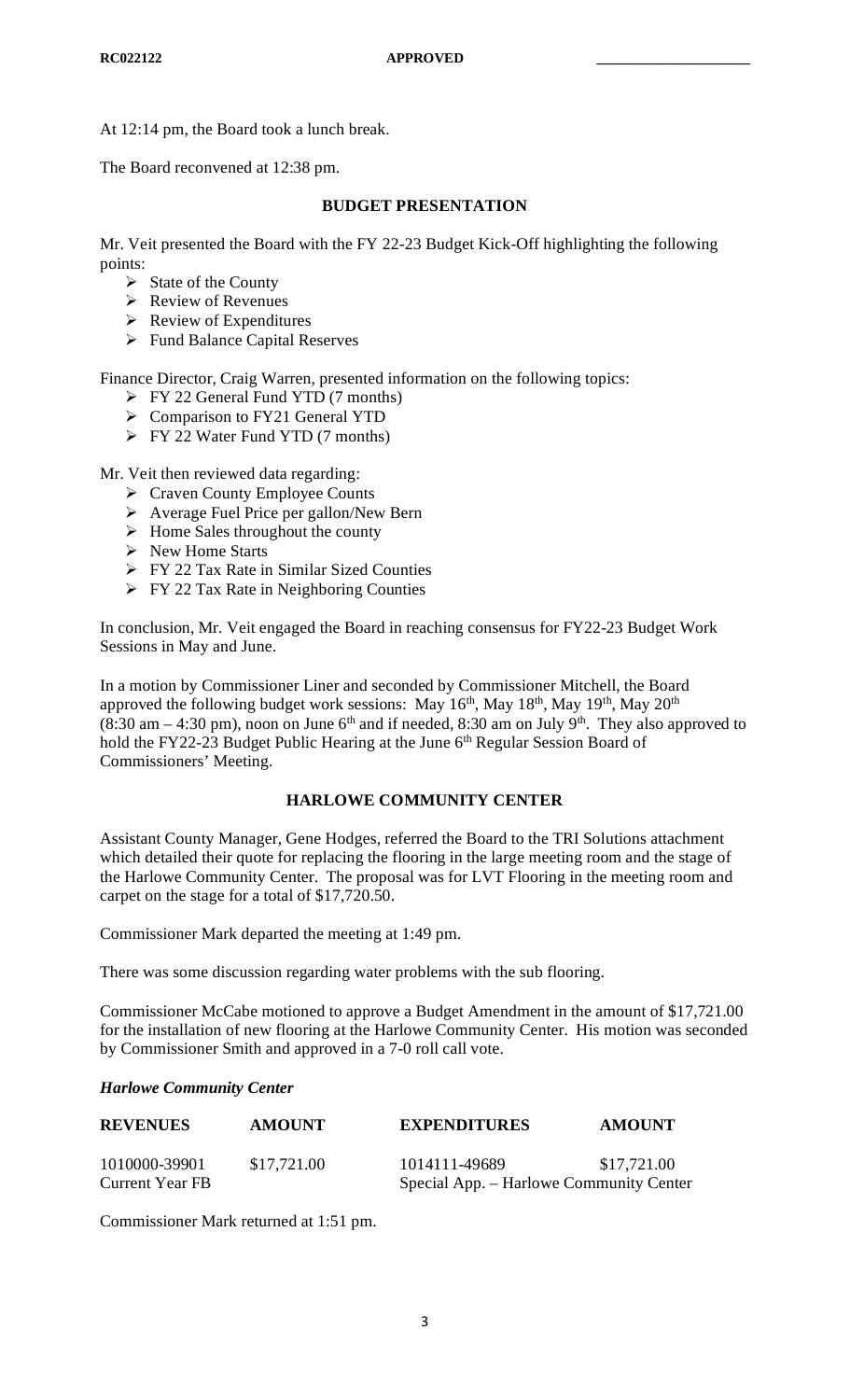At 12:14 pm, the Board took a lunch break.

The Board reconvened at 12:38 pm.

## BUDGET PRESENTATION

Mr. Veit presented the Board with the FY 22-23 Budget Kick-Off highlighting the following points:

- State of the County
- Review of Revenues
- Review of Expenditures
- Fund Balance Capital Reserves

Finance Director, Craig Warren, presented information on the following topics:

- FY 22 General Fund YTD (7 months)
- Comparison to FY21 General YTD
- FY 22 Water Fund YTD (7 months)

Mr. Veit then reviewed data regarding:

- Craven County Employee Counts
- Average Fuel Price per gallon/New Bern
- Home Sales throughout the county
- New Home Starts
- FY 22 Tax Rate in Similar Sized Counties
- FY 22 Tax Rate in Neighboring Counties

In conclusion, Mr. Veit engaged the Board in reaching consensus for FY22-23 Budget Work Sessions in May and June.

In a motion by Commissioner Liner and seconded by Commissioner Mitchell, the Board approved the following budget work sessions: May 16th, May 18th, May 19th, May 20th (8:30 am – 4:30 pm), noon on June 6th and if needed, 8:30 am on July 9th. They also approved to hold the FY22-23 Budget Public Hearing at the June 6th Regular Session Board of Commissioners' Meeting.

## HARLOWE COMMUNITY CENTER

Assistant County Manager, Gene Hodges, referred the Board to the TRI Solutions attachment which detailed their quote for replacing the flooring in the large meeting room and the stage of the Harlowe Community Center. The proposal was for LVT Flooring in the meeting room and carpet on the stage for a total of $17,720.50.

Commissioner Mark departed the meeting at 1:49 pm.

There was some discussion regarding water problems with the sub flooring.

Commissioner McCabe motioned to approve a Budget Amendment in the amount of $17,721.00 for the installation of new flooring at the Harlowe Community Center. His motion was seconded by Commissioner Smith and approved in a 7-0 roll call vote.

***Harlowe Community Center***

| REVENUES | AMOUNT | EXPENDITURES | AMOUNT |
|---|---|---|---|
| 1010000-39901 Current Year FB | $17,721.00 | 1014111-49689 Special App. – Harlowe Community Center | $17,721.00 |

Commissioner Mark returned at 1:51 pm.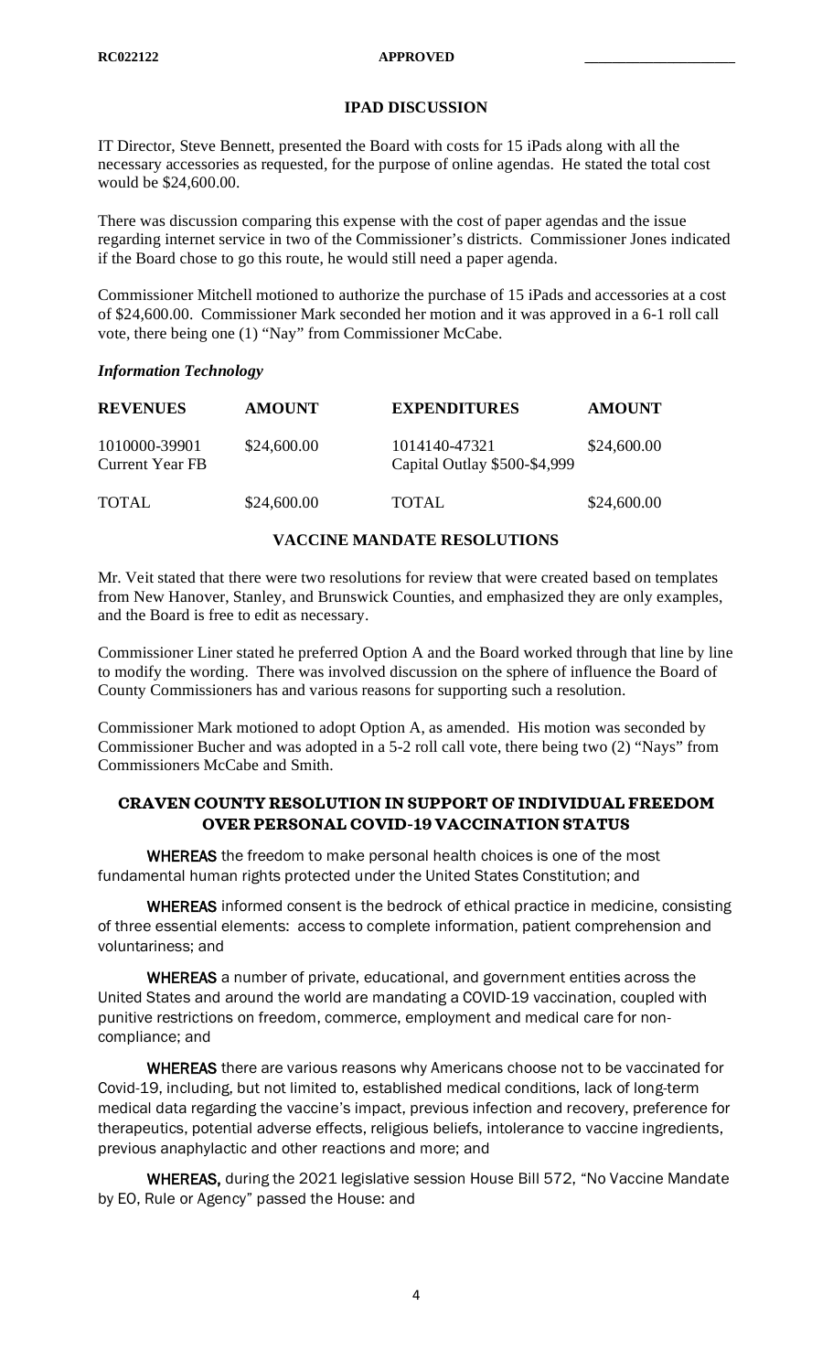### IPAD DISCUSSION

IT Director, Steve Bennett, presented the Board with costs for 15 iPads along with all the necessary accessories as requested, for the purpose of online agendas. He stated the total cost would be $24,600.00.

There was discussion comparing this expense with the cost of paper agendas and the issue regarding internet service in two of the Commissioner's districts. Commissioner Jones indicated if the Board chose to go this route, he would still need a paper agenda.

Commissioner Mitchell motioned to authorize the purchase of 15 iPads and accessories at a cost of $24,600.00. Commissioner Mark seconded her motion and it was approved in a 6-1 roll call vote, there being one (1) "Nay" from Commissioner McCabe.

***Information Technology***

| REVENUES | AMOUNT | EXPENDITURES | AMOUNT |
|---|---|---|---|
| 1010000-39901 Current Year FB | $24,600.00 | 1014140-47321 Capital Outlay $500-$4,999 | $24,600.00 |
| TOTAL | $24,600.00 | TOTAL | $24,600.00 |

### VACCINE MANDATE RESOLUTIONS

Mr. Veit stated that there were two resolutions for review that were created based on templates from New Hanover, Stanley, and Brunswick Counties, and emphasized they are only examples, and the Board is free to edit as necessary.

Commissioner Liner stated he preferred Option A and the Board worked through that line by line to modify the wording. There was involved discussion on the sphere of influence the Board of County Commissioners has and various reasons for supporting such a resolution.

Commissioner Mark motioned to adopt Option A, as amended. His motion was seconded by Commissioner Bucher and was adopted in a 5-2 roll call vote, there being two (2) "Nays" from Commissioners McCabe and Smith.

### CRAVEN COUNTY RESOLUTION IN SUPPORT OF INDIVIDUAL FREEDOM OVER PERSONAL COVID-19 VACCINATION STATUS

**WHEREAS** the freedom to make personal health choices is one of the most fundamental human rights protected under the United States Constitution; and

**WHEREAS** informed consent is the bedrock of ethical practice in medicine, consisting of three essential elements: access to complete information, patient comprehension and voluntariness; and

**WHEREAS** a number of private, educational, and government entities across the United States and around the world are mandating a COVID-19 vaccination, coupled with punitive restrictions on freedom, commerce, employment and medical care for non-compliance; and

**WHEREAS** there are various reasons why Americans choose not to be vaccinated for Covid-19, including, but not limited to, established medical conditions, lack of long-term medical data regarding the vaccine's impact, previous infection and recovery, preference for therapeutics, potential adverse effects, religious beliefs, intolerance to vaccine ingredients, previous anaphylactic and other reactions and more; and

**WHEREAS,** during the 2021 legislative session House Bill 572, "No Vaccine Mandate by EO, Rule or Agency" passed the House: and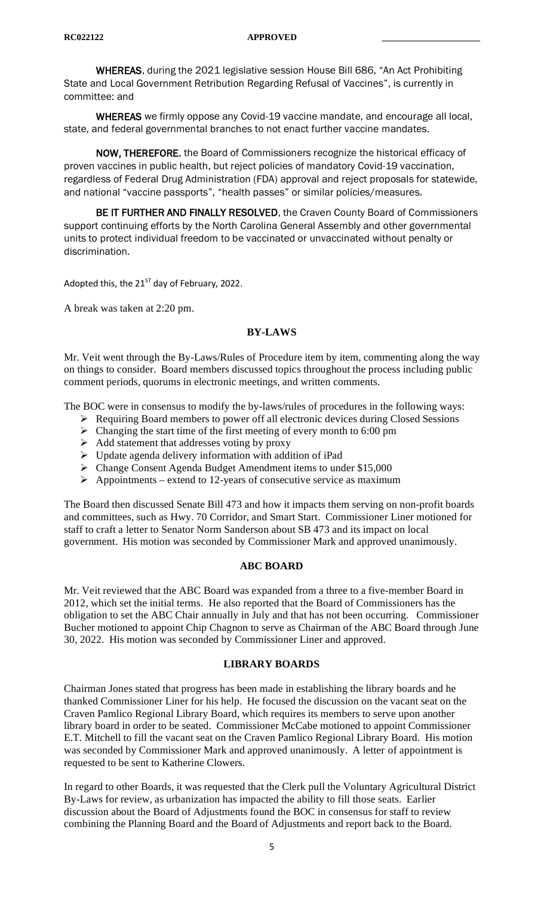**WHEREAS**, during the 2021 legislative session House Bill 686, "An Act Prohibiting State and Local Government Retribution Regarding Refusal of Vaccines", is currently in committee: and

**WHEREAS** we firmly oppose any Covid-19 vaccine mandate, and encourage all local, state, and federal governmental branches to not enact further vaccine mandates.

**NOW, THEREFORE**, the Board of Commissioners recognize the historical efficacy of proven vaccines in public health, but reject policies of mandatory Covid-19 vaccination, regardless of Federal Drug Administration (FDA) approval and reject proposals for statewide, and national "vaccine passports", "health passes" or similar policies/measures.

**BE IT FURTHER AND FINALLY RESOLVED**, the Craven County Board of Commissioners support continuing efforts by the North Carolina General Assembly and other governmental units to protect individual freedom to be vaccinated or unvaccinated without penalty or discrimination.

Adopted this, the 21ST day of February, 2022.

A break was taken at 2:20 pm.

## BY-LAWS

Mr. Veit went through the By-Laws/Rules of Procedure item by item, commenting along the way on things to consider. Board members discussed topics throughout the process including public comment periods, quorums in electronic meetings, and written comments.

The BOC were in consensus to modify the by-laws/rules of procedures in the following ways:

- Requiring Board members to power off all electronic devices during Closed Sessions
- Changing the start time of the first meeting of every month to 6:00 pm
- Add statement that addresses voting by proxy
- Update agenda delivery information with addition of iPad
- Change Consent Agenda Budget Amendment items to under $15,000
- Appointments – extend to 12-years of consecutive service as maximum

The Board then discussed Senate Bill 473 and how it impacts them serving on non-profit boards and committees, such as Hwy. 70 Corridor, and Smart Start. Commissioner Liner motioned for staff to craft a letter to Senator Norm Sanderson about SB 473 and its impact on local government. His motion was seconded by Commissioner Mark and approved unanimously.

## ABC BOARD

Mr. Veit reviewed that the ABC Board was expanded from a three to a five-member Board in 2012, which set the initial terms. He also reported that the Board of Commissioners has the obligation to set the ABC Chair annually in July and that has not been occurring. Commissioner Bucher motioned to appoint Chip Chagnon to serve as Chairman of the ABC Board through June 30, 2022. His motion was seconded by Commissioner Liner and approved.

## LIBRARY BOARDS

Chairman Jones stated that progress has been made in establishing the library boards and he thanked Commissioner Liner for his help. He focused the discussion on the vacant seat on the Craven Pamlico Regional Library Board, which requires its members to serve upon another library board in order to be seated. Commissioner McCabe motioned to appoint Commissioner E.T. Mitchell to fill the vacant seat on the Craven Pamlico Regional Library Board. His motion was seconded by Commissioner Mark and approved unanimously. A letter of appointment is requested to be sent to Katherine Clowers.

In regard to other Boards, it was requested that the Clerk pull the Voluntary Agricultural District By-Laws for review, as urbanization has impacted the ability to fill those seats. Earlier discussion about the Board of Adjustments found the BOC in consensus for staff to review combining the Planning Board and the Board of Adjustments and report back to the Board.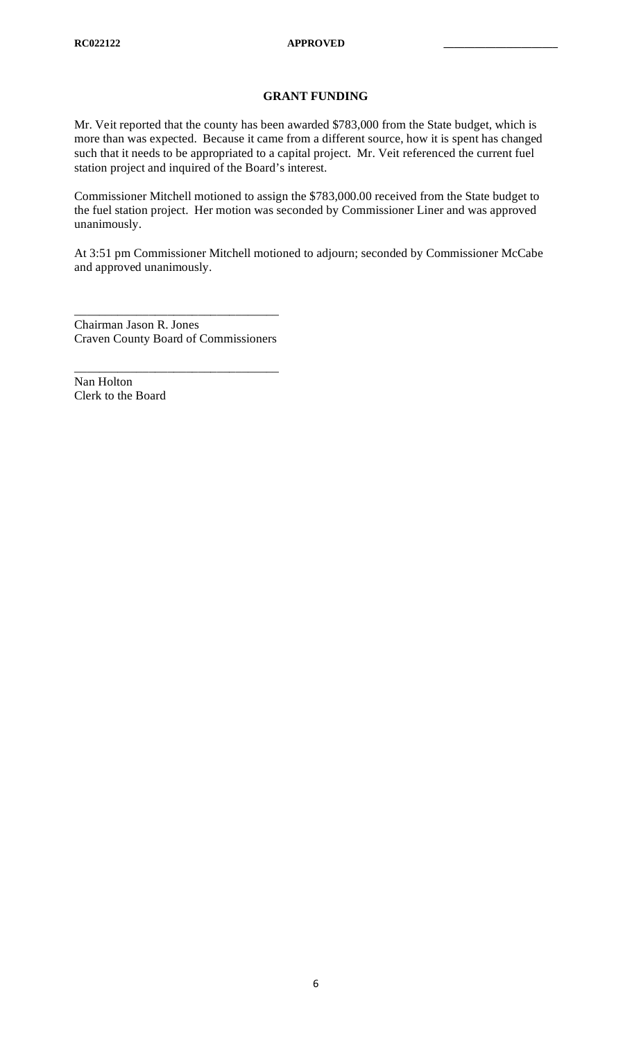## GRANT FUNDING

Mr. Veit reported that the county has been awarded $783,000 from the State budget, which is more than was expected. Because it came from a different source, how it is spent has changed such that it needs to be appropriated to a capital project. Mr. Veit referenced the current fuel station project and inquired of the Board's interest.

Commissioner Mitchell motioned to assign the $783,000.00 received from the State budget to the fuel station project. Her motion was seconded by Commissioner Liner and was approved unanimously.

At 3:51 pm Commissioner Mitchell motioned to adjourn; seconded by Commissioner McCabe and approved unanimously.

_________________________________
Chairman Jason R. Jones
Craven County Board of Commissioners

_________________________________
Nan Holton
Clerk to the Board